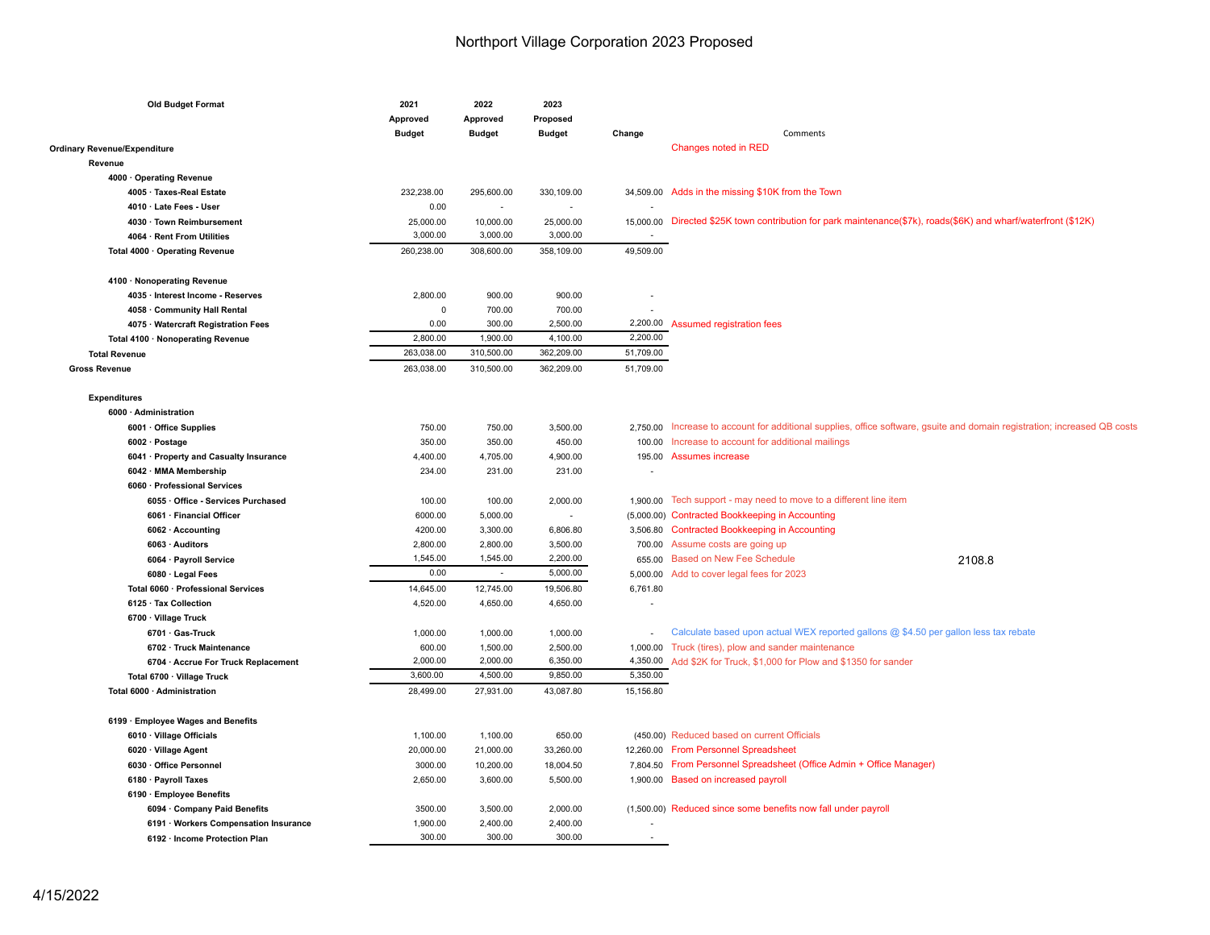# Northport Village Corporation 2023 Proposed

| Old Budget Format | 2021 Approved Budget | 2022 Approved Budget | 2023 Proposed Budget | Change | Comments |
|---|---|---|---|---|---|
| **Ordinary Revenue/Expenditure** | | | | | Changes noted in RED |
| **Revenue** | | | | | |
| **4000 · Operating Revenue** | | | | | |
| **4005 · Taxes-Real Estate** | 232,238.00 | 295,600.00 | 330,109.00 | 34,509.00 | Adds in the missing $10K from the Town |
| **4010 · Late Fees - User** | 0.00 | - | - | - | |
| **4030 · Town Reimbursement** | 25,000.00 | 10,000.00 | 25,000.00 | 15,000.00 | Directed $25K town contribution for park maintenance($7k), roads($6K) and wharf/waterfront ($12K) |
| **4064 · Rent From Utilities** | 3,000.00 | 3,000.00 | 3,000.00 | - | |
| **Total 4000 · Operating Revenue** | 260,238.00 | 308,600.00 | 358,109.00 | 49,509.00 | |
| **4100 · Nonoperating Revenue** | | | | | |
| **4035 · Interest Income - Reserves** | 2,800.00 | 900.00 | 900.00 | - | |
| **4058 · Community Hall Rental** | 0 | 700.00 | 700.00 | - | |
| **4075 · Watercraft Registration Fees** | 0.00 | 300.00 | 2,500.00 | 2,200.00 | Assumed registration fees |
| **Total 4100 · Nonoperating Revenue** | 2,800.00 | 1,900.00 | 4,100.00 | 2,200.00 | |
| **Total Revenue** | 263,038.00 | 310,500.00 | 362,209.00 | 51,709.00 | |
| **Gross Revenue** | 263,038.00 | 310,500.00 | 362,209.00 | 51,709.00 | |
| **Expenditures** | | | | | |
| **6000 · Administration** | | | | | |
| **6001 · Office Supplies** | 750.00 | 750.00 | 3,500.00 | 2,750.00 | Increase to account for additional supplies, office software, gsuite and domain registration; increased QB costs |
| **6002 · Postage** | 350.00 | 350.00 | 450.00 | 100.00 | Increase to account for additional mailings |
| **6041 · Property and Casualty Insurance** | 4,400.00 | 4,705.00 | 4,900.00 | 195.00 | Assumes increase |
| **6042 · MMA Membership** | 234.00 | 231.00 | 231.00 | - | |
| **6060 · Professional Services** | | | | | |
| **6055 · Office - Services Purchased** | 100.00 | 100.00 | 2,000.00 | 1,900.00 | Tech support - may need to move to a different line item |
| **6061 · Financial Officer** | 6000.00 | 5,000.00 | - | (5,000.00) | Contracted Bookkeeping in Accounting |
| **6062 · Accounting** | 4200.00 | 3,300.00 | 6,806.80 | 3,506.80 | Contracted Bookkeeping in Accounting |
| **6063 · Auditors** | 2,800.00 | 2,800.00 | 3,500.00 | 700.00 | Assume costs are going up |
| **6064 · Payroll Service** | 1,545.00 | 1,545.00 | 2,200.00 | 655.00 | Based on New Fee Schedule 2108.8 |
| **6080 · Legal Fees** | 0.00 | - | 5,000.00 | 5,000.00 | Add to cover legal fees for 2023 |
| **Total 6060 · Professional Services** | 14,645.00 | 12,745.00 | 19,506.80 | 6,761.80 | |
| **6125 · Tax Collection** | 4,520.00 | 4,650.00 | 4,650.00 | - | |
| **6700 · Village Truck** | | | | | |
| **6701 · Gas-Truck** | 1,000.00 | 1,000.00 | 1,000.00 | - | Calculate based upon actual WEX reported gallons @ $4.50 per gallon less tax rebate |
| **6702 · Truck Maintenance** | 600.00 | 1,500.00 | 2,500.00 | 1,000.00 | Truck (tires), plow and sander maintenance |
| **6704 · Accrue For Truck Replacement** | 2,000.00 | 2,000.00 | 6,350.00 | 4,350.00 | Add $2K for Truck, $1,000 for Plow and $1350 for sander |
| **Total 6700 · Village Truck** | 3,600.00 | 4,500.00 | 9,850.00 | 5,350.00 | |
| **Total 6000 · Administration** | 28,499.00 | 27,931.00 | 43,087.80 | 15,156.80 | |
| **6199 · Employee Wages and Benefits** | | | | | |
| **6010 · Village Officials** | 1,100.00 | 1,100.00 | 650.00 | (450.00) | Reduced based on current Officials |
| **6020 · Village Agent** | 20,000.00 | 21,000.00 | 33,260.00 | 12,260.00 | From Personnel Spreadsheet |
| **6030 · Office Personnel** | 3000.00 | 10,200.00 | 18,004.50 | 7,804.50 | From Personnel Spreadsheet (Office Admin + Office Manager) |
| **6180 · Payroll Taxes** | 2,650.00 | 3,600.00 | 5,500.00 | 1,900.00 | Based on increased payroll |
| **6190 · Employee Benefits** | | | | | |
| **6094 · Company Paid Benefits** | 3500.00 | 3,500.00 | 2,000.00 | (1,500.00) | Reduced since some benefits now fall under payroll |
| **6191 · Workers Compensation Insurance** | 1,900.00 | 2,400.00 | 2,400.00 | - | |
| **6192 · Income Protection Plan** | 300.00 | 300.00 | 300.00 | - | |

4/15/2022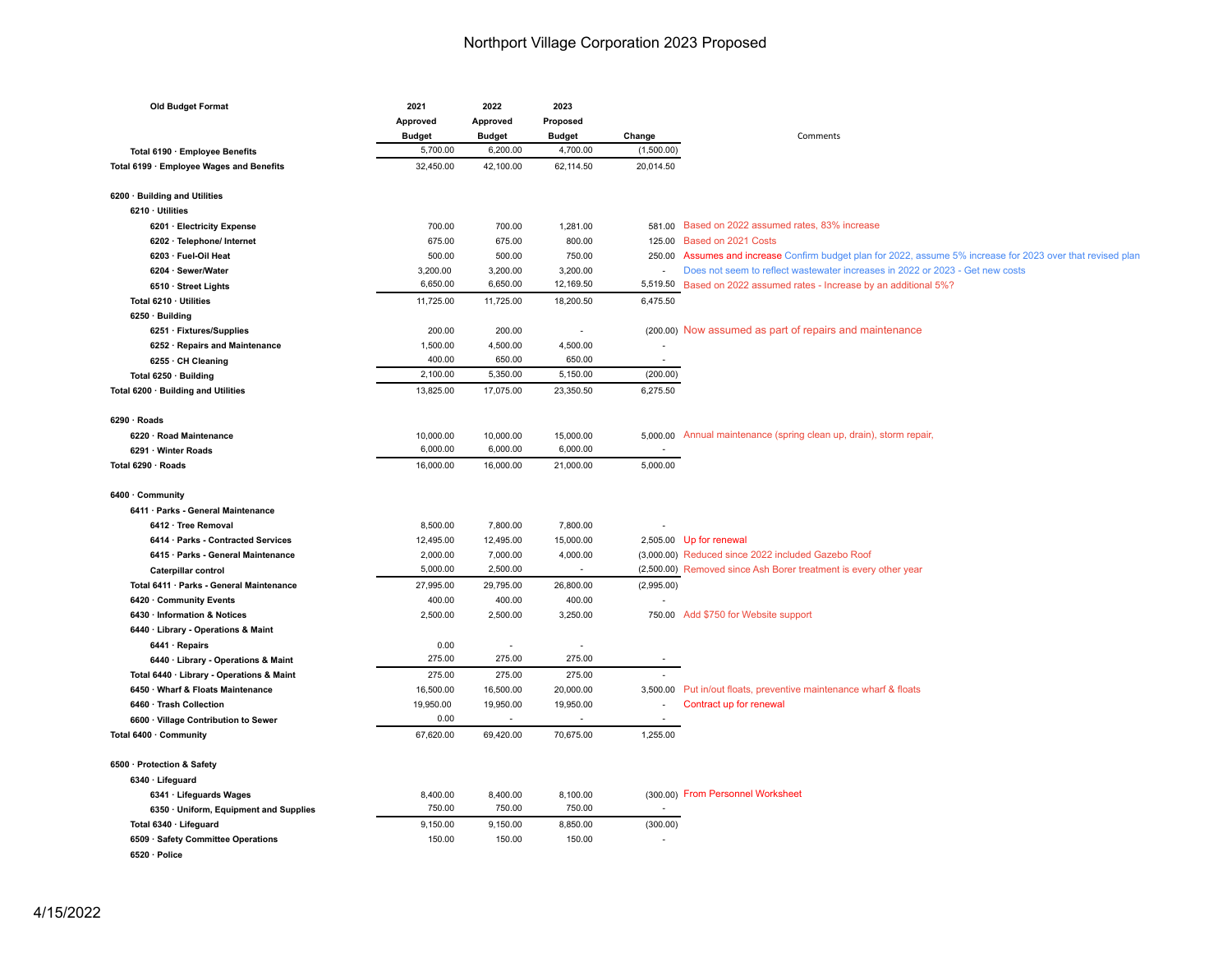# Northport Village Corporation 2023 Proposed

| Old Budget Format | 2021 Approved Budget | 2022 Approved Budget | 2023 Proposed Budget | Change | Comments |
|---|---|---|---|---|---|
| Total 6190 · Employee Benefits | 5,700.00 | 6,200.00 | 4,700.00 | (1,500.00) | |
| Total 6199 · Employee Wages and Benefits | 32,450.00 | 42,100.00 | 62,114.50 | 20,014.50 | |
| | | | | | |
| 6200 · Building and Utilities | | | | | |
| 6210 · Utilities | | | | | |
| 6201 · Electricity Expense | 700.00 | 700.00 | 1,281.00 | 581.00 | Based on 2022 assumed rates, 83% increase |
| 6202 · Telephone/ Internet | 675.00 | 675.00 | 800.00 | 125.00 | Based on 2021 Costs |
| 6203 · Fuel-Oil Heat | 500.00 | 500.00 | 750.00 | 250.00 | Assumes and increase Confirm budget plan for 2022, assume 5% increase for 2023 over that revised plan |
| 6204 · Sewer/Water | 3,200.00 | 3,200.00 | 3,200.00 | - | Does not seem to reflect wastewater increases in 2022 or 2023 - Get new costs |
| 6510 · Street Lights | 6,650.00 | 6,650.00 | 12,169.50 | 5,519.50 | Based on 2022 assumed rates - Increase by an additional 5%? |
| Total 6210 · Utilities | 11,725.00 | 11,725.00 | 18,200.50 | 6,475.50 | |
| 6250 · Building | | | | | |
| 6251 · Fixtures/Supplies | 200.00 | 200.00 | - | (200.00) | Now assumed as part of repairs and maintenance |
| 6252 · Repairs and Maintenance | 1,500.00 | 4,500.00 | 4,500.00 | - | |
| 6255 · CH Cleaning | 400.00 | 650.00 | 650.00 | - | |
| Total 6250 · Building | 2,100.00 | 5,350.00 | 5,150.00 | (200.00) | |
| Total 6200 · Building and Utilities | 13,825.00 | 17,075.00 | 23,350.50 | 6,275.50 | |
| | | | | | |
| 6290 · Roads | | | | | |
| 6220 · Road Maintenance | 10,000.00 | 10,000.00 | 15,000.00 | 5,000.00 | Annual maintenance (spring clean up, drain), storm repair, |
| 6291 · Winter Roads | 6,000.00 | 6,000.00 | 6,000.00 | - | |
| Total 6290 · Roads | 16,000.00 | 16,000.00 | 21,000.00 | 5,000.00 | |
| | | | | | |
| 6400 · Community | | | | | |
| 6411 · Parks - General Maintenance | | | | | |
| 6412 · Tree Removal | 8,500.00 | 7,800.00 | 7,800.00 | - | |
| 6414 · Parks - Contracted Services | 12,495.00 | 12,495.00 | 15,000.00 | 2,505.00 | Up for renewal |
| 6415 · Parks - General Maintenance | 2,000.00 | 7,000.00 | 4,000.00 | (3,000.00) | Reduced since 2022 included Gazebo Roof |
| Caterpillar control | 5,000.00 | 2,500.00 | - | (2,500.00) | Removed since Ash Borer treatment is every other year |
| Total 6411 · Parks - General Maintenance | 27,995.00 | 29,795.00 | 26,800.00 | (2,995.00) | |
| 6420 · Community Events | 400.00 | 400.00 | 400.00 | - | |
| 6430 · Information & Notices | 2,500.00 | 2,500.00 | 3,250.00 | 750.00 | Add $750 for Website support |
| 6440 · Library - Operations & Maint | | | | | |
| 6441 · Repairs | 0.00 | - | - | | |
| 6440 · Library - Operations & Maint | 275.00 | 275.00 | 275.00 | - | |
| Total 6440 · Library - Operations & Maint | 275.00 | 275.00 | 275.00 | - | |
| 6450 · Wharf & Floats Maintenance | 16,500.00 | 16,500.00 | 20,000.00 | 3,500.00 | Put in/out floats, preventive maintenance wharf & floats |
| 6460 · Trash Collection | 19,950.00 | 19,950.00 | 19,950.00 | - | Contract up for renewal |
| 6600 · Village Contribution to Sewer | 0.00 | - | - | - | |
| Total 6400 · Community | 67,620.00 | 69,420.00 | 70,675.00 | 1,255.00 | |
| | | | | | |
| 6500 · Protection & Safety | | | | | |
| 6340 · Lifeguard | | | | | |
| 6341 · Lifeguards Wages | 8,400.00 | 8,400.00 | 8,100.00 | (300.00) | From Personnel Worksheet |
| 6350 · Uniform, Equipment and Supplies | 750.00 | 750.00 | 750.00 | - | |
| Total 6340 · Lifeguard | 9,150.00 | 9,150.00 | 8,850.00 | (300.00) | |
| 6509 · Safety Committee Operations | 150.00 | 150.00 | 150.00 | - | |
| 6520 · Police | | | | | |

4/15/2022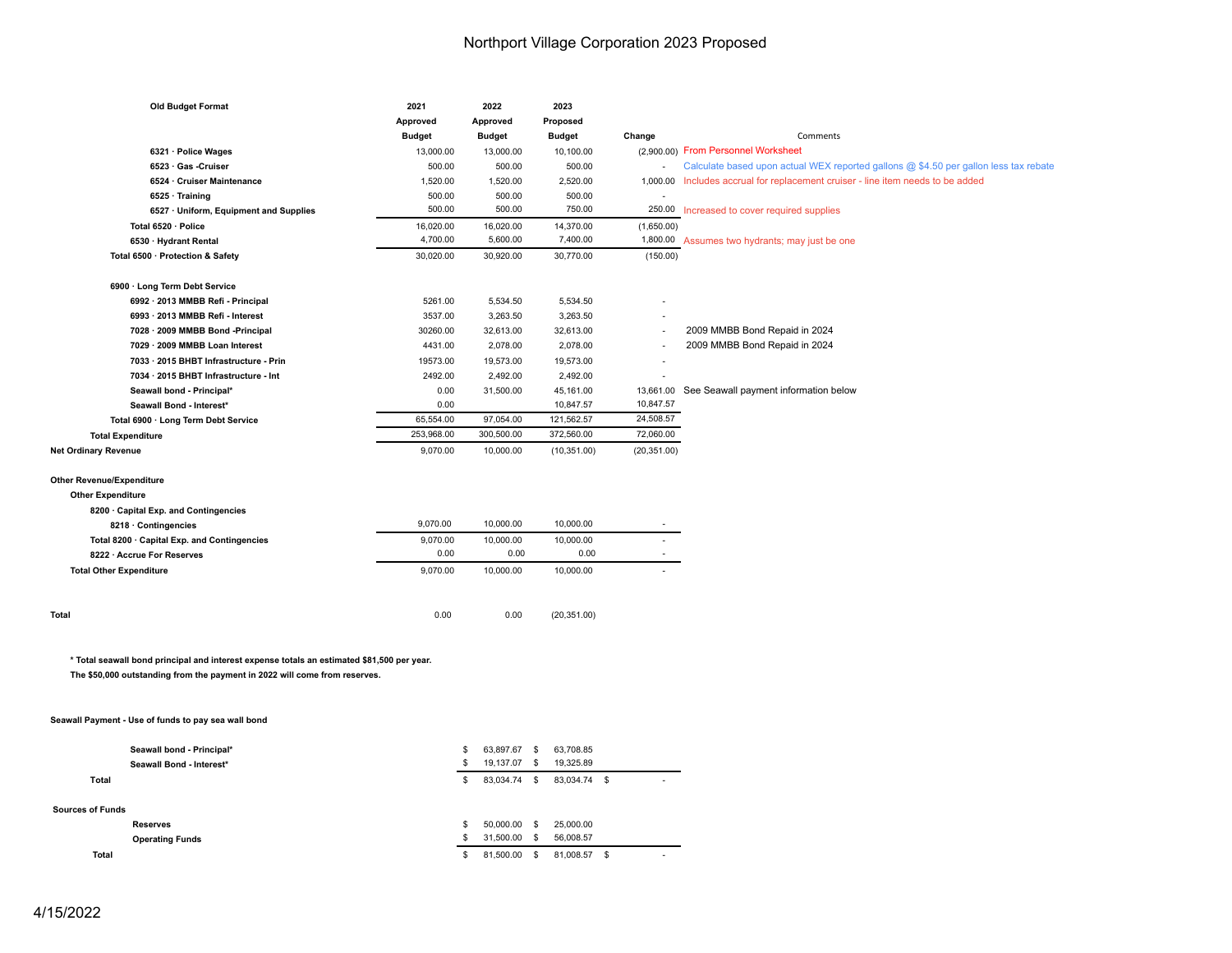# Northport Village Corporation 2023 Proposed

| Old Budget Format | 2021 Approved Budget | 2022 Approved Budget | 2023 Proposed Budget | Change | Comments |
|---|---|---|---|---|---|
| 6321 · Police Wages | 13,000.00 | 13,000.00 | 10,100.00 | (2,900.00) | From Personnel Worksheet |
| 6523 · Gas -Cruiser | 500.00 | 500.00 | 500.00 | - | Calculate based upon actual WEX reported gallons @ $4.50 per gallon less tax rebate |
| 6524 · Cruiser Maintenance | 1,520.00 | 1,520.00 | 2,520.00 | 1,000.00 | Includes accrual for replacement cruiser - line item needs to be added |
| 6525 · Training | 500.00 | 500.00 | 500.00 | - | |
| 6527 · Uniform, Equipment and Supplies | 500.00 | 500.00 | 750.00 | 250.00 | Increased to cover required supplies |
| Total 6520 · Police | 16,020.00 | 16,020.00 | 14,370.00 | (1,650.00) | |
| 6530 · Hydrant Rental | 4,700.00 | 5,600.00 | 7,400.00 | 1,800.00 | Assumes two hydrants; may just be one |
| Total 6500 · Protection & Safety | 30,020.00 | 30,920.00 | 30,770.00 | (150.00) | |
| 6900 · Long Term Debt Service | | | | | |
| 6992 · 2013 MMBB Refi - Principal | 5261.00 | 5,534.50 | 5,534.50 | - | |
| 6993 · 2013 MMBB Refi - Interest | 3537.00 | 3,263.50 | 3,263.50 | - | |
| 7028 · 2009 MMBB Bond -Principal | 30260.00 | 32,613.00 | 32,613.00 | - | 2009 MMBB Bond Repaid in 2024 |
| 7029 · 2009 MMBB Loan Interest | 4431.00 | 2,078.00 | 2,078.00 | - | 2009 MMBB Bond Repaid in 2024 |
| 7033 · 2015 BHBT Infrastructure - Prin | 19573.00 | 19,573.00 | 19,573.00 | - | |
| 7034 · 2015 BHBT Infrastructure - Int | 2492.00 | 2,492.00 | 2,492.00 | - | |
| Seawall bond - Principal* | 0.00 | 31,500.00 | 45,161.00 | 13,661.00 | See Seawall payment information below |
| Seawall Bond - Interest* | 0.00 | | 10,847.57 | 10,847.57 | |
| Total 6900 · Long Term Debt Service | 65,554.00 | 97,054.00 | 121,562.57 | 24,508.57 | |
| Total Expenditure | 253,968.00 | 300,500.00 | 372,560.00 | 72,060.00 | |
| Net Ordinary Revenue | 9,070.00 | 10,000.00 | (10,351.00) | (20,351.00) | |
| Other Revenue/Expenditure | | | | | |
| Other Expenditure | | | | | |
| 8200 · Capital Exp. and Contingencies | | | | | |
| 8218 · Contingencies | 9,070.00 | 10,000.00 | 10,000.00 | - | |
| Total 8200 · Capital Exp. and Contingencies | 9,070.00 | 10,000.00 | 10,000.00 | - | |
| 8222 · Accrue For Reserves | 0.00 | 0.00 | 0.00 | - | |
| Total Other Expenditure | 9,070.00 | 10,000.00 | 10,000.00 | - | |
| Total | 0.00 | 0.00 | (20,351.00) | | |

**\* Total seawall bond principal and interest expense totals an estimated $81,500 per year.**

**The $50,000 outstanding from the payment in 2022 will come from reserves.**

**Seawall Payment - Use of funds to pay sea wall bond**

| | 2022 | 2023 | Change |
|---|---|---|---|
| Seawall bond - Principal* | $ 63,897.67 | $ 63,708.85 | |
| Seawall Bond - Interest* | $ 19,137.07 | $ 19,325.89 | |
| **Total** | $ 83,034.74 | $ 83,034.74 | $ - |
| **Sources of Funds** | | | |
| Reserves | $ 50,000.00 | $ 25,000.00 | |
| Operating Funds | $ 31,500.00 | $ 56,008.57 | |
| **Total** | $ 81,500.00 | $ 81,008.57 | $ - |

4/15/2022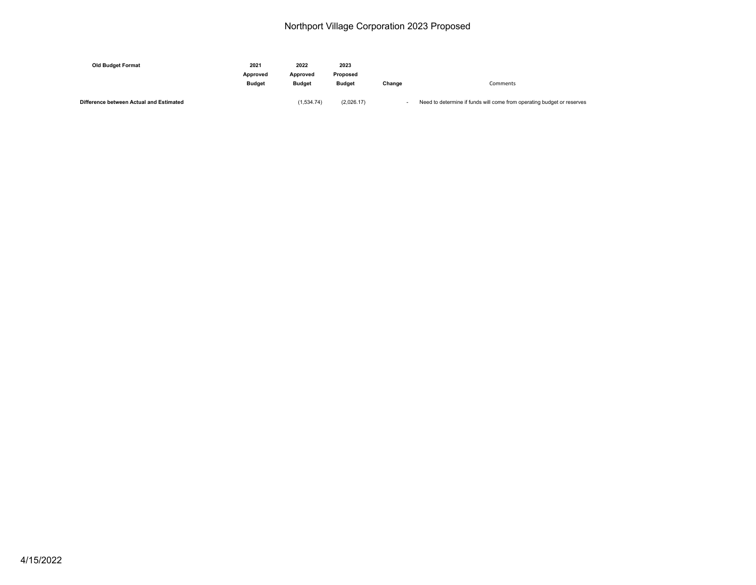# Northport Village Corporation 2023 Proposed

| Old Budget Format | 2021 Approved Budget | 2022 Approved Budget | 2023 Proposed Budget | Change | Comments |
|---|---|---|---|---|---|
| **Difference between Actual and Estimated** | | (1,534.74) | (2,026.17) | - | Need to determine if funds will come from operating budget or reserves |

4/15/2022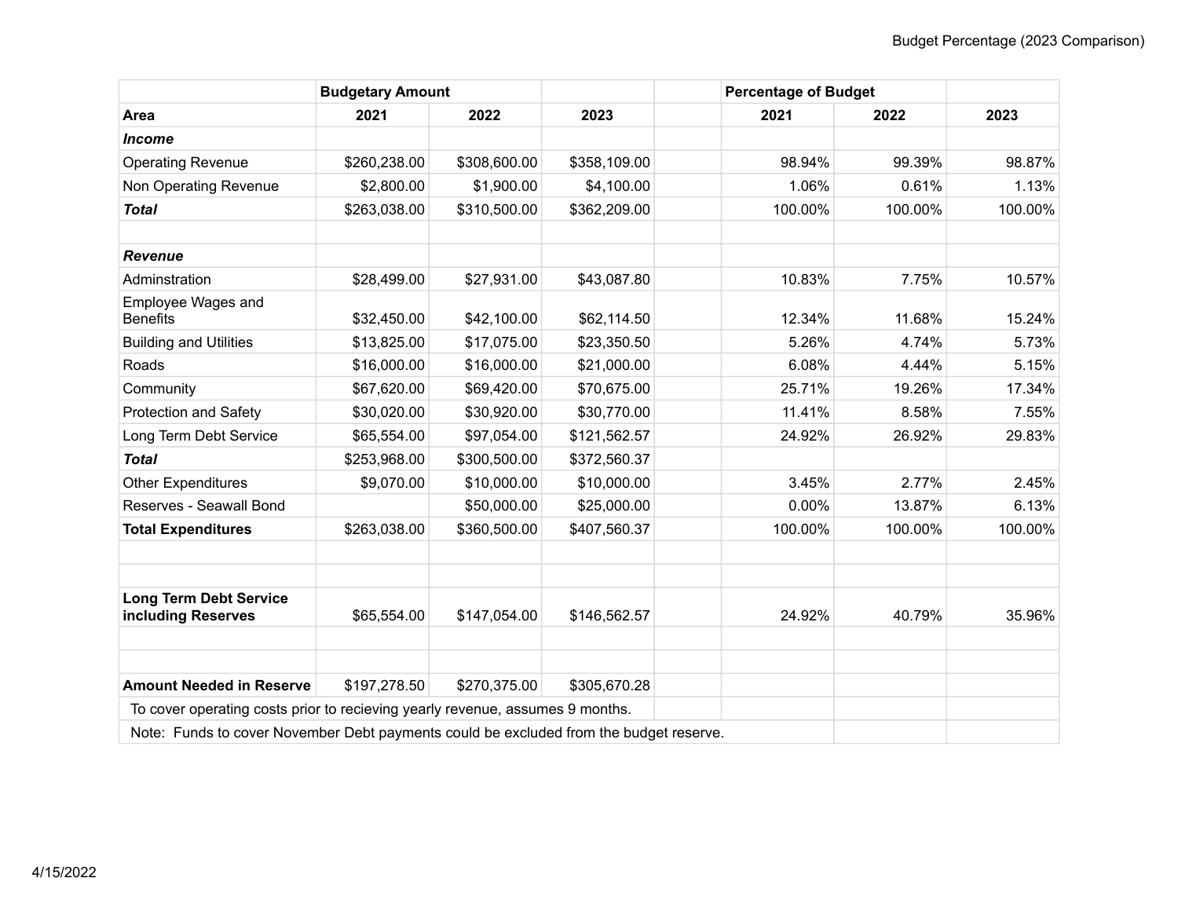Budget Percentage (2023 Comparison)

| | Budgetary Amount | | | | Percentage of Budget | | |
|---|---|---|---|---|---|---|---|
| **Area** | **2021** | **2022** | **2023** | | **2021** | **2022** | **2023** |
| ***Income*** | | | | | | | |
| Operating Revenue | $260,238.00 | $308,600.00 | $358,109.00 | | 98.94% | 99.39% | 98.87% |
| Non Operating Revenue | $2,800.00 | $1,900.00 | $4,100.00 | | 1.06% | 0.61% | 1.13% |
| ***Total*** | $263,038.00 | $310,500.00 | $362,209.00 | | 100.00% | 100.00% | 100.00% |
| | | | | | | | |
| ***Revenue*** | | | | | | | |
| Adminstration | $28,499.00 | $27,931.00 | $43,087.80 | | 10.83% | 7.75% | 10.57% |
| Employee Wages and Benefits | $32,450.00 | $42,100.00 | $62,114.50 | | 12.34% | 11.68% | 15.24% |
| Building and Utilities | $13,825.00 | $17,075.00 | $23,350.50 | | 5.26% | 4.74% | 5.73% |
| Roads | $16,000.00 | $16,000.00 | $21,000.00 | | 6.08% | 4.44% | 5.15% |
| Community | $67,620.00 | $69,420.00 | $70,675.00 | | 25.71% | 19.26% | 17.34% |
| Protection and Safety | $30,020.00 | $30,920.00 | $30,770.00 | | 11.41% | 8.58% | 7.55% |
| Long Term Debt Service | $65,554.00 | $97,054.00 | $121,562.57 | | 24.92% | 26.92% | 29.83% |
| ***Total*** | $253,968.00 | $300,500.00 | $372,560.37 | | | | |
| Other Expenditures | $9,070.00 | $10,000.00 | $10,000.00 | | 3.45% | 2.77% | 2.45% |
| Reserves - Seawall Bond | | $50,000.00 | $25,000.00 | | 0.00% | 13.87% | 6.13% |
| **Total Expenditures** | $263,038.00 | $360,500.00 | $407,560.37 | | 100.00% | 100.00% | 100.00% |
| | | | | | | | |
| | | | | | | | |
| **Long Term Debt Service including Reserves** | $65,554.00 | $147,054.00 | $146,562.57 | | 24.92% | 40.79% | 35.96% |
| | | | | | | | |
| | | | | | | | |
| **Amount Needed in Reserve** | $197,278.50 | $270,375.00 | $305,670.28 | | | | |
| To cover operating costs prior to recieving yearly revenue, assumes 9 months. | | | | | | | |
| Note: Funds to cover November Debt payments could be excluded from the budget reserve. | | | | | | | |

4/15/2022